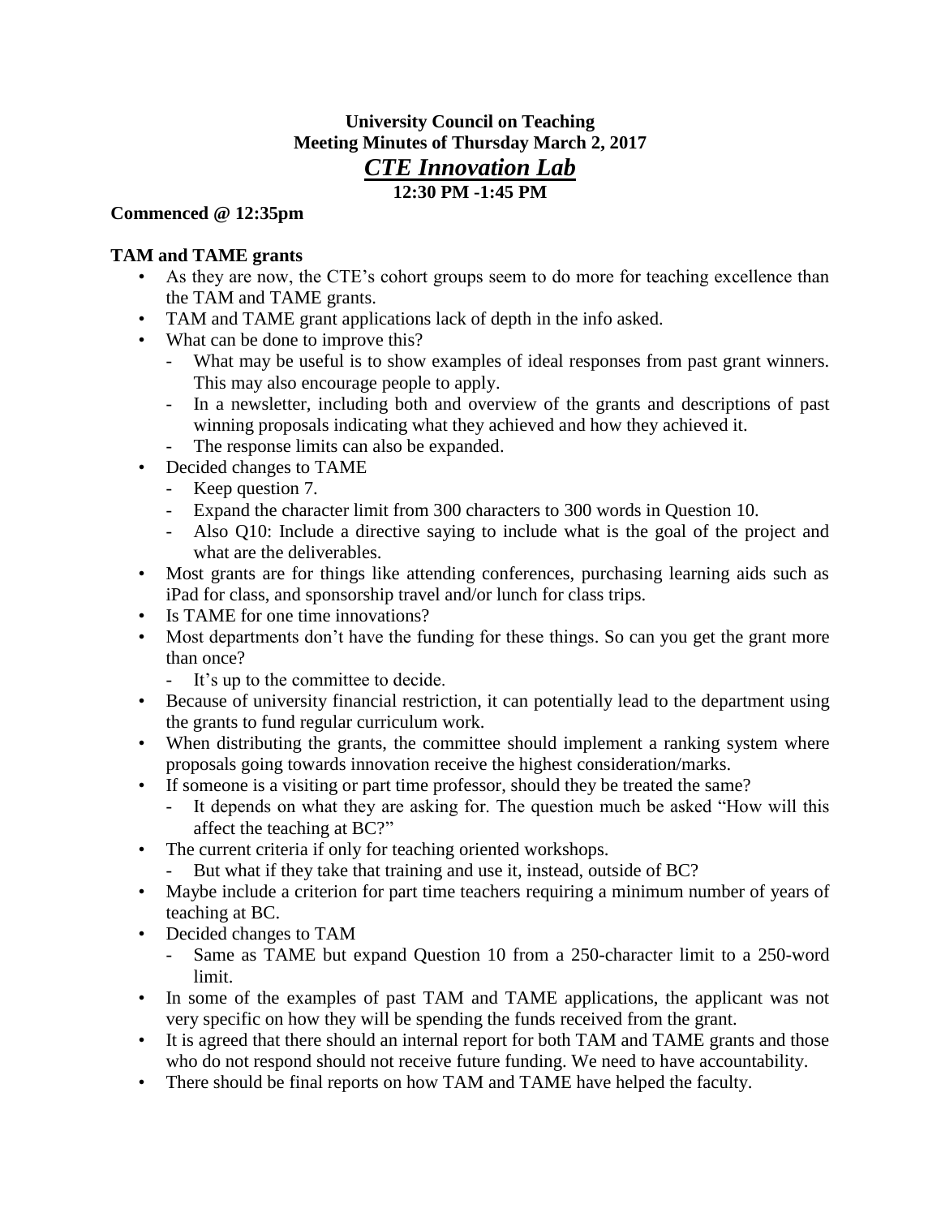**University Council on Teaching**
**Meeting Minutes of Thursday March 2, 2017**
***CTE Innovation Lab***
**12:30 PM -1:45 PM**

**Commenced @ 12:35pm**

**TAM and TAME grants**

- As they are now, the CTE's cohort groups seem to do more for teaching excellence than the TAM and TAME grants.
- TAM and TAME grant applications lack of depth in the info asked.
- What can be done to improve this?
  - What may be useful is to show examples of ideal responses from past grant winners. This may also encourage people to apply.
  - In a newsletter, including both and overview of the grants and descriptions of past winning proposals indicating what they achieved and how they achieved it.
  - The response limits can also be expanded.
- Decided changes to TAME
  - Keep question 7.
  - Expand the character limit from 300 characters to 300 words in Question 10.
  - Also Q10: Include a directive saying to include what is the goal of the project and what are the deliverables.
- Most grants are for things like attending conferences, purchasing learning aids such as iPad for class, and sponsorship travel and/or lunch for class trips.
- Is TAME for one time innovations?
- Most departments don't have the funding for these things. So can you get the grant more than once?
  - It's up to the committee to decide.
- Because of university financial restriction, it can potentially lead to the department using the grants to fund regular curriculum work.
- When distributing the grants, the committee should implement a ranking system where proposals going towards innovation receive the highest consideration/marks.
- If someone is a visiting or part time professor, should they be treated the same?
  - It depends on what they are asking for. The question much be asked "How will this affect the teaching at BC?"
- The current criteria if only for teaching oriented workshops.
  - But what if they take that training and use it, instead, outside of BC?
- Maybe include a criterion for part time teachers requiring a minimum number of years of teaching at BC.
- Decided changes to TAM
  - Same as TAME but expand Question 10 from a 250-character limit to a 250-word limit.
- In some of the examples of past TAM and TAME applications, the applicant was not very specific on how they will be spending the funds received from the grant.
- It is agreed that there should an internal report for both TAM and TAME grants and those who do not respond should not receive future funding. We need to have accountability.
- There should be final reports on how TAM and TAME have helped the faculty.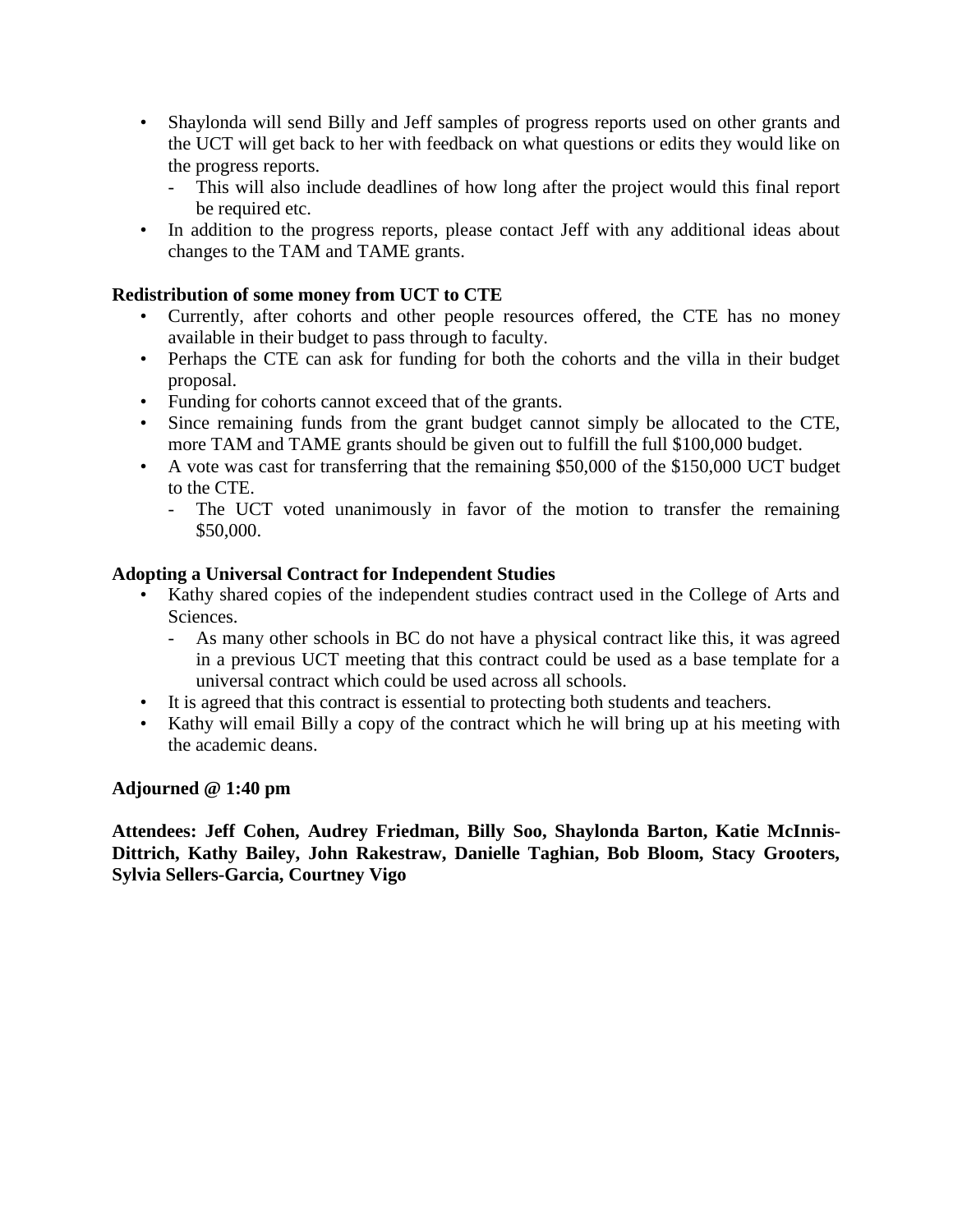- Shaylonda will send Billy and Jeff samples of progress reports used on other grants and the UCT will get back to her with feedback on what questions or edits they would like on the progress reports.
    - This will also include deadlines of how long after the project would this final report be required etc.
- In addition to the progress reports, please contact Jeff with any additional ideas about changes to the TAM and TAME grants.

**Redistribution of some money from UCT to CTE**

- Currently, after cohorts and other people resources offered, the CTE has no money available in their budget to pass through to faculty.
- Perhaps the CTE can ask for funding for both the cohorts and the villa in their budget proposal.
- Funding for cohorts cannot exceed that of the grants.
- Since remaining funds from the grant budget cannot simply be allocated to the CTE, more TAM and TAME grants should be given out to fulfill the full $100,000 budget.
- A vote was cast for transferring that the remaining $50,000 of the $150,000 UCT budget to the CTE.
    - The UCT voted unanimously in favor of the motion to transfer the remaining $50,000.

**Adopting a Universal Contract for Independent Studies**

- Kathy shared copies of the independent studies contract used in the College of Arts and Sciences.
    - As many other schools in BC do not have a physical contract like this, it was agreed in a previous UCT meeting that this contract could be used as a base template for a universal contract which could be used across all schools.
- It is agreed that this contract is essential to protecting both students and teachers.
- Kathy will email Billy a copy of the contract which he will bring up at his meeting with the academic deans.

**Adjourned @ 1:40 pm**

**Attendees: Jeff Cohen, Audrey Friedman, Billy Soo, Shaylonda Barton, Katie McInnis-Dittrich, Kathy Bailey, John Rakestraw, Danielle Taghian, Bob Bloom, Stacy Grooters, Sylvia Sellers-Garcia, Courtney Vigo**